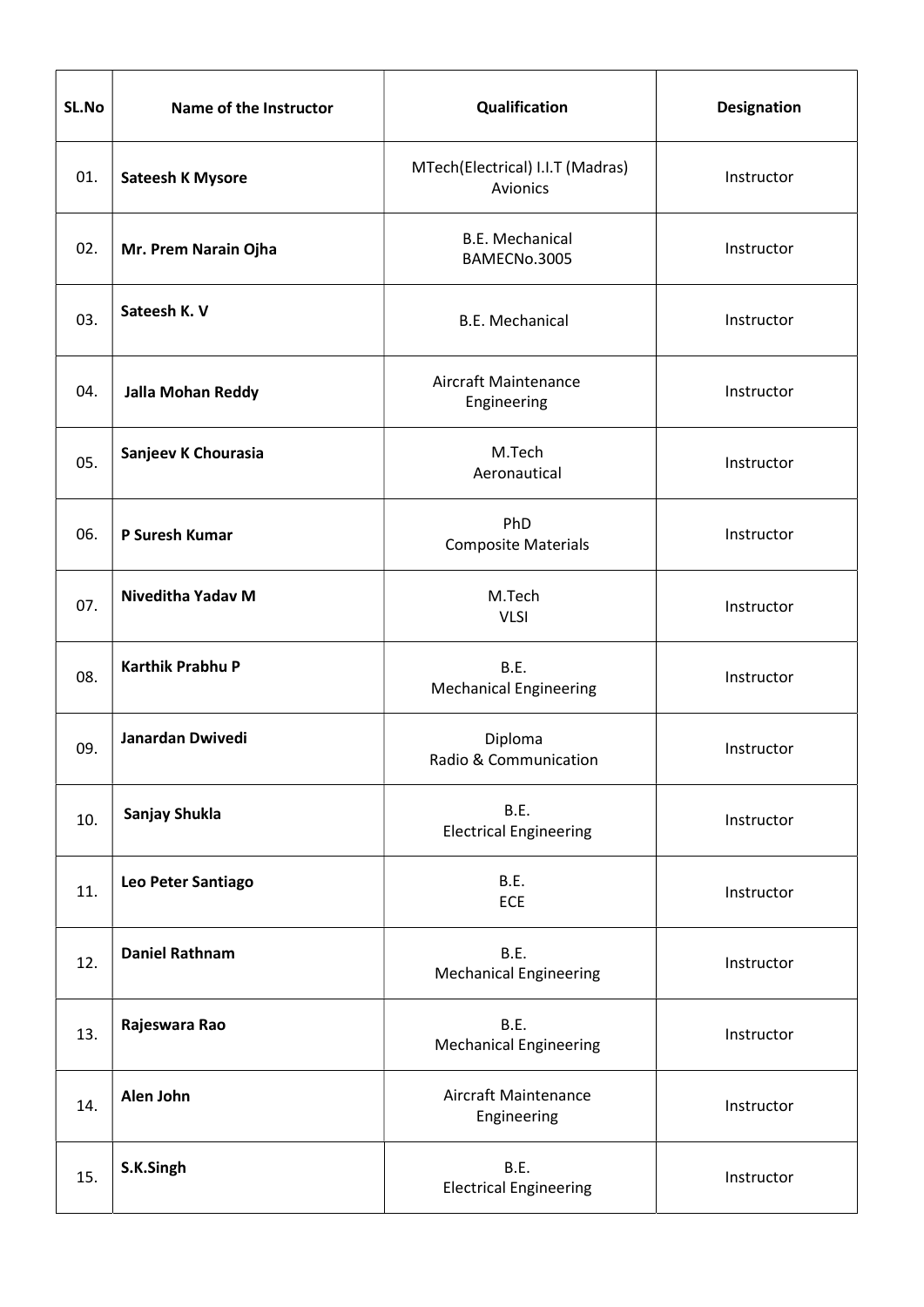| SL.No | Name of the Instructor | Qualification | Designation |
|---|---|---|---|
| 01. | **Sateesh K Mysore** | MTech(Electrical) I.I.T (Madras) Avionics | Instructor |
| 02. | **Mr. Prem Narain Ojha** | B.E. Mechanical BAMECNo.3005 | Instructor |
| 03. | **Sateesh K. V** | B.E. Mechanical | Instructor |
| 04. | **Jalla Mohan Reddy** | Aircraft Maintenance Engineering | Instructor |
| 05. | **Sanjeev K Chourasia** | M.Tech Aeronautical | Instructor |
| 06. | **P Suresh Kumar** | PhD Composite Materials | Instructor |
| 07. | **Niveditha Yadav M** | M.Tech VLSI | Instructor |
| 08. | **Karthik Prabhu P** | B.E. Mechanical Engineering | Instructor |
| 09. | **Janardan Dwivedi** | Diploma Radio & Communication | Instructor |
| 10. | **Sanjay Shukla** | B.E. Electrical Engineering | Instructor |
| 11. | **Leo Peter Santiago** | B.E. ECE | Instructor |
| 12. | **Daniel Rathnam** | B.E. Mechanical Engineering | Instructor |
| 13. | **Rajeswara Rao** | B.E. Mechanical Engineering | Instructor |
| 14. | **Alen John** | Aircraft Maintenance Engineering | Instructor |
| 15. | **S.K.Singh** | B.E. Electrical Engineering | Instructor |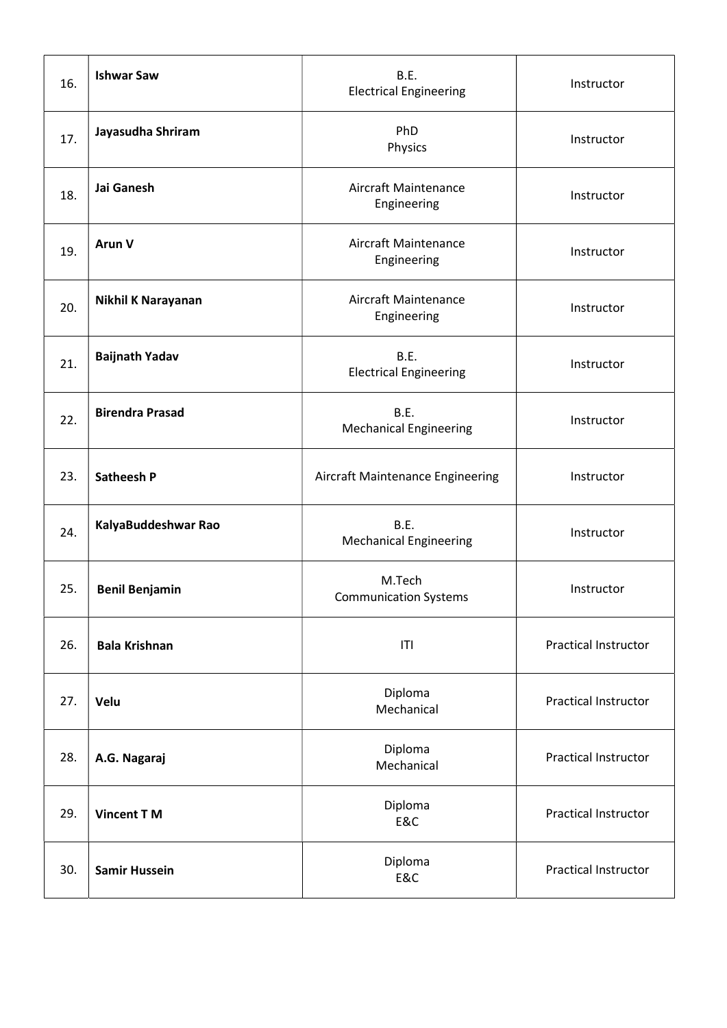| | | | |
|---|---|---|---|
| 16. | **Ishwar Saw** | B.E.<br>Electrical Engineering | Instructor |
| 17. | **Jayasudha Shriram** | PhD<br>Physics | Instructor |
| 18. | **Jai Ganesh** | Aircraft Maintenance Engineering | Instructor |
| 19. | **Arun V** | Aircraft Maintenance Engineering | Instructor |
| 20. | **Nikhil K Narayanan** | Aircraft Maintenance Engineering | Instructor |
| 21. | **Baijnath Yadav** | B.E.<br>Electrical Engineering | Instructor |
| 22. | **Birendra Prasad** | B.E.<br>Mechanical Engineering | Instructor |
| 23. | **Satheesh P** | Aircraft Maintenance Engineering | Instructor |
| 24. | **KalyaBuddeshwar Rao** | B.E.<br>Mechanical Engineering | Instructor |
| 25. | **Benil Benjamin** | M.Tech<br>Communication Systems | Instructor |
| 26. | **Bala Krishnan** | ITI | Practical Instructor |
| 27. | **Velu** | Diploma<br>Mechanical | Practical Instructor |
| 28. | **A.G. Nagaraj** | Diploma<br>Mechanical | Practical Instructor |
| 29. | **Vincent T M** | Diploma<br>E&C | Practical Instructor |
| 30. | **Samir Hussein** | Diploma<br>E&C | Practical Instructor |